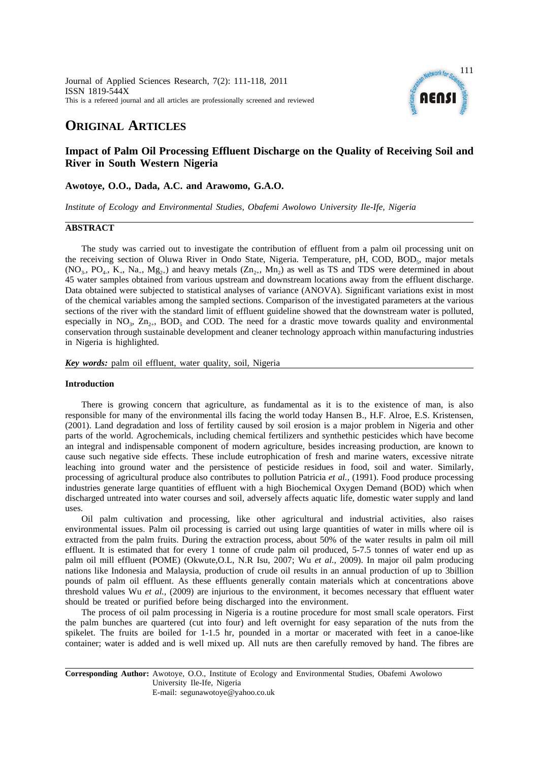Journal of Applied Sciences Research, 7(2): 111-118, 2011
ISSN 1819-544X
This is a refereed journal and all articles are professionally screened and reviewed

# ORIGINAL ARTICLES

## Impact of Palm Oil Processing Effluent Discharge on the Quality of Receiving Soil and River in South Western Nigeria

**Awotoye, O.O., Dada, A.C. and Arawomo, G.A.O.**

*Institute of Ecology and Environmental Studies, Obafemi Awolowo University Ile-Ife, Nigeria*

### ABSTRACT

The study was carried out to investigate the contribution of effluent from a palm oil processing unit on the receiving section of Oluwa River in Ondo State, Nigeria. Temperature, pH, COD, $BOD_5$, major metals ($NO_{3-}$, $PO_{4-}$, $K_+$, $Na_+$, $Mg_{2+}$) and heavy metals ($Zn_{2+}$, $Mn_2$) as well as TS and TDS were determined in about 45 water samples obtained from various upstream and downstream locations away from the effluent discharge. Data obtained were subjected to statistical analyses of variance (ANOVA). Significant variations exist in most of the chemical variables among the sampled sections. Comparison of the investigated parameters at the various sections of the river with the standard limit of effluent guideline showed that the downstream water is polluted, especially in $NO_3$, $Zn_{2+}$, $BOD_5$ and COD. The need for a drastic move towards quality and environmental conservation through sustainable development and cleaner technology approach within manufacturing industries in Nigeria is highlighted.

***Key words:*** palm oil effluent, water quality, soil, Nigeria

### Introduction

There is growing concern that agriculture, as fundamental as it is to the existence of man, is also responsible for many of the environmental ills facing the world today Hansen B., H.F. Alroe, E.S. Kristensen, (2001). Land degradation and loss of fertility caused by soil erosion is a major problem in Nigeria and other parts of the world. Agrochemicals, including chemical fertilizers and synthethic pesticides which have become an integral and indispensable component of modern agriculture, besides increasing production, are known to cause such negative side effects. These include eutrophication of fresh and marine waters, excessive nitrate leaching into ground water and the persistence of pesticide residues in food, soil and water. Similarly, processing of agricultural produce also contributes to pollution Patricia *et al.,* (1991). Food produce processing industries generate large quantities of effluent with a high Biochemical Oxygen Demand (BOD) which when discharged untreated into water courses and soil, adversely affects aquatic life, domestic water supply and land uses.

Oil palm cultivation and processing, like other agricultural and industrial activities, also raises environmental issues. Palm oil processing is carried out using large quantities of water in mills where oil is extracted from the palm fruits. During the extraction process, about 50% of the water results in palm oil mill effluent. It is estimated that for every 1 tonne of crude palm oil produced, 5-7.5 tonnes of water end up as palm oil mill effluent (POME) (Okwute,O.L, N.R Isu, 2007; Wu *et al.,* 2009). In major oil palm producing nations like Indonesia and Malaysia, production of crude oil results in an annual production of up to 3billion pounds of palm oil effluent. As these effluents generally contain materials which at concentrations above threshold values Wu *et al.,* (2009) are injurious to the environment, it becomes necessary that effluent water should be treated or purified before being discharged into the environment.

The process of oil palm processing in Nigeria is a routine procedure for most small scale operators. First the palm bunches are quartered (cut into four) and left overnight for easy separation of the nuts from the spikelet. The fruits are boiled for 1-1.5 hr, pounded in a mortar or macerated with feet in a canoe-like container; water is added and is well mixed up. All nuts are then carefully removed by hand. The fibres are

**Corresponding Author:** Awotoye, O.O., Institute of Ecology and Environmental Studies, Obafemi Awolowo University Ile-Ife, Nigeria
E-mail: segunawotoye@yahoo.co.uk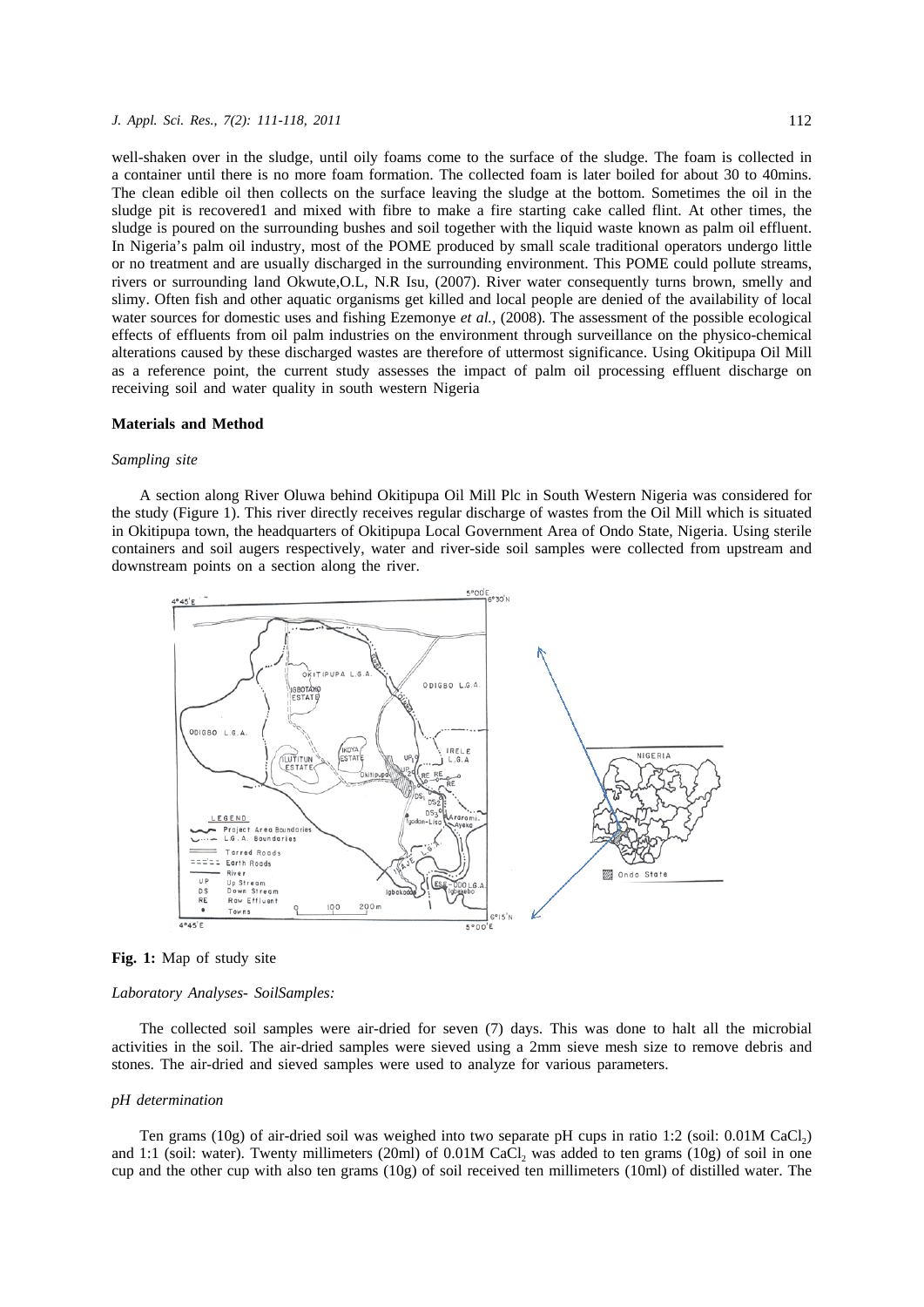well-shaken over in the sludge, until oily foams come to the surface of the sludge. The foam is collected in a container until there is no more foam formation. The collected foam is later boiled for about 30 to 40mins. The clean edible oil then collects on the surface leaving the sludge at the bottom. Sometimes the oil in the sludge pit is recovered1 and mixed with fibre to make a fire starting cake called flint. At other times, the sludge is poured on the surrounding bushes and soil together with the liquid waste known as palm oil effluent. In Nigeria's palm oil industry, most of the POME produced by small scale traditional operators undergo little or no treatment and are usually discharged in the surrounding environment. This POME could pollute streams, rivers or surrounding land Okwute,O.L, N.R Isu, (2007). River water consequently turns brown, smelly and slimy. Often fish and other aquatic organisms get killed and local people are denied of the availability of local water sources for domestic uses and fishing Ezemonye *et al.,* (2008). The assessment of the possible ecological effects of effluents from oil palm industries on the environment through surveillance on the physico-chemical alterations caused by these discharged wastes are therefore of uttermost significance. Using Okitipupa Oil Mill as a reference point, the current study assesses the impact of palm oil processing effluent discharge on receiving soil and water quality in south western Nigeria

## Materials and Method

### *Sampling site*

A section along River Oluwa behind Okitipupa Oil Mill Plc in South Western Nigeria was considered for the study (Figure 1). This river directly receives regular discharge of wastes from the Oil Mill which is situated in Okitipupa town, the headquarters of Okitipupa Local Government Area of Ondo State, Nigeria. Using sterile containers and soil augers respectively, water and river-side soil samples were collected from upstream and downstream points on a section along the river.

**Fig. 1:** Map of study site

### *Laboratory Analyses- SoilSamples:*

The collected soil samples were air-dried for seven (7) days. This was done to halt all the microbial activities in the soil. The air-dried samples were sieved using a 2mm sieve mesh size to remove debris and stones. The air-dried and sieved samples were used to analyze for various parameters.

### *pH determination*

Ten grams (10g) of air-dried soil was weighed into two separate pH cups in ratio 1:2 (soil: 0.01M $CaCl_2$) and 1:1 (soil: water). Twenty millimeters (20ml) of 0.01M $CaCl_2$ was added to ten grams (10g) of soil in one cup and the other cup with also ten grams (10g) of soil received ten millimeters (10ml) of distilled water. The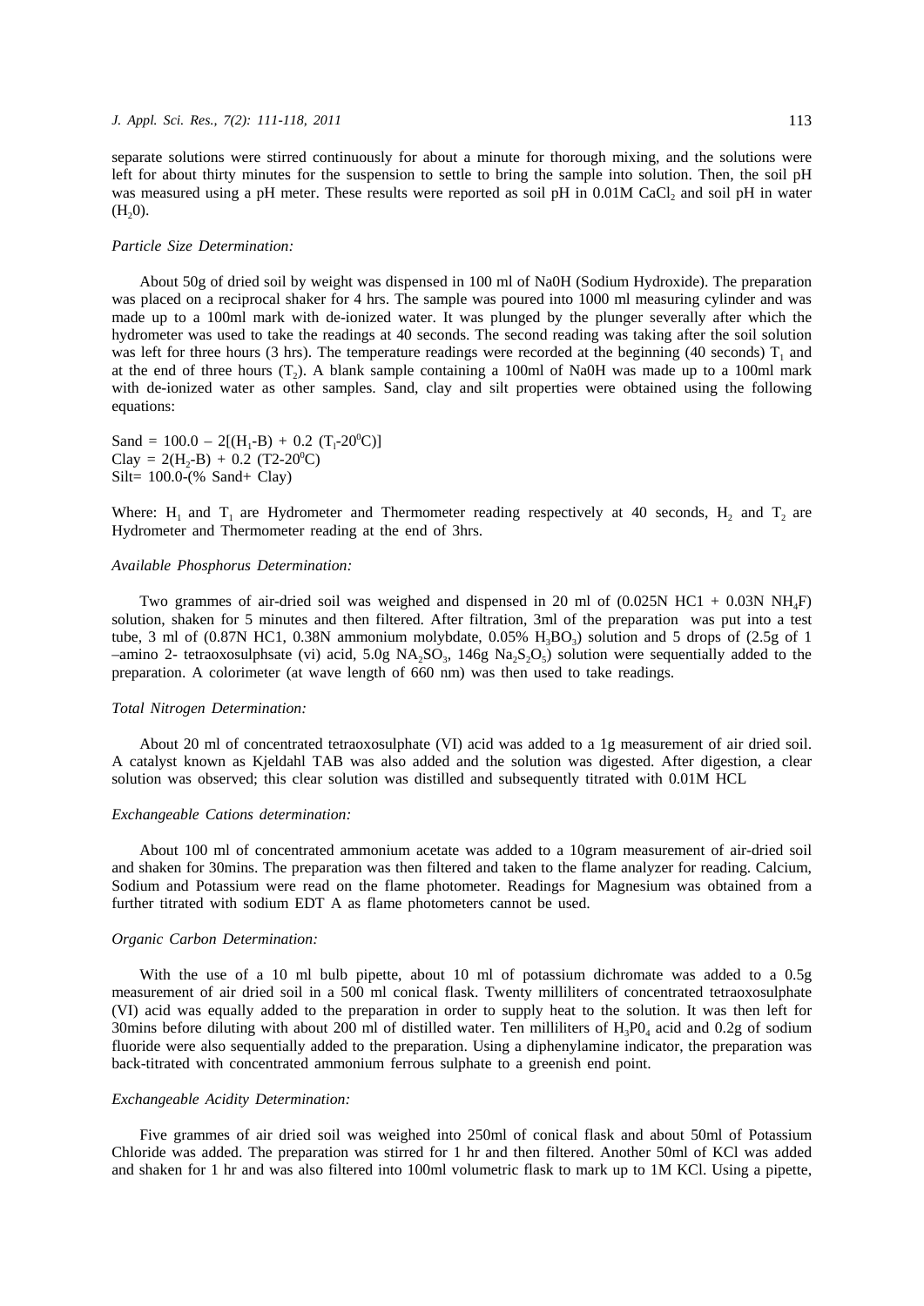separate solutions were stirred continuously for about a minute for thorough mixing, and the solutions were left for about thirty minutes for the suspension to settle to bring the sample into solution. Then, the soil pH was measured using a pH meter. These results were reported as soil pH in 0.01M $CaCl_2$ and soil pH in water ($H_20$).

### *Particle Size Determination:*

About 50g of dried soil by weight was dispensed in 100 ml of Na0H (Sodium Hydroxide). The preparation was placed on a reciprocal shaker for 4 hrs. The sample was poured into 1000 ml measuring cylinder and was made up to a 100ml mark with de-ionized water. It was plunged by the plunger severally after which the hydrometer was used to take the readings at 40 seconds. The second reading was taking after the soil solution was left for three hours (3 hrs). The temperature readings were recorded at the beginning (40 seconds) $T_1$ and at the end of three hours ($T_2$). A blank sample containing a 100ml of Na0H was made up to a 100ml mark with de-ionized water as other samples. Sand, clay and silt properties were obtained using the following equations:

$$\text{Sand} = 100.0 - 2[(H_1\text{-}B) + 0.2\ (T_1\text{-}20^0C)]$$
$$\text{Clay} = 2(H_2\text{-}B) + 0.2\ (T2\text{-}20^0C)$$
$$\text{Silt} = 100.0\text{-}(\%\ \text{Sand} + \text{Clay})$$

Where: $H_1$ and $T_1$ are Hydrometer and Thermometer reading respectively at 40 seconds, $H_2$ and $T_2$ are Hydrometer and Thermometer reading at the end of 3hrs.

### *Available Phosphorus Determination:*

Two grammes of air-dried soil was weighed and dispensed in 20 ml of (0.025N HC1 + 0.03N $NH_4F$) solution, shaken for 5 minutes and then filtered. After filtration, 3ml of the preparation was put into a test tube, 3 ml of (0.87N HC1, 0.38N ammonium molybdate, 0.05% $H_3BO_3$) solution and 5 drops of (2.5g of 1 –amino 2- tetraoxosulphsate (vi) acid, 5.0g $NA_2SO_3$, 146g $Na_2S_2O_5$) solution were sequentially added to the preparation. A colorimeter (at wave length of 660 nm) was then used to take readings.

### *Total Nitrogen Determination:*

About 20 ml of concentrated tetraoxosulphate (VI) acid was added to a 1g measurement of air dried soil. A catalyst known as Kjeldahl TAB was also added and the solution was digested. After digestion, a clear solution was observed; this clear solution was distilled and subsequently titrated with 0.01M HCL

### *Exchangeable Cations determination:*

About 100 ml of concentrated ammonium acetate was added to a 10gram measurement of air-dried soil and shaken for 30mins. The preparation was then filtered and taken to the flame analyzer for reading. Calcium, Sodium and Potassium were read on the flame photometer. Readings for Magnesium was obtained from a further titrated with sodium EDT A as flame photometers cannot be used.

### *Organic Carbon Determination:*

With the use of a 10 ml bulb pipette, about 10 ml of potassium dichromate was added to a 0.5g measurement of air dried soil in a 500 ml conical flask. Twenty milliliters of concentrated tetraoxosulphate (VI) acid was equally added to the preparation in order to supply heat to the solution. It was then left for 30mins before diluting with about 200 ml of distilled water. Ten milliliters of $H_3P0_4$ acid and 0.2g of sodium fluoride were also sequentially added to the preparation. Using a diphenylamine indicator, the preparation was back-titrated with concentrated ammonium ferrous sulphate to a greenish end point.

### *Exchangeable Acidity Determination:*

Five grammes of air dried soil was weighed into 250ml of conical flask and about 50ml of Potassium Chloride was added. The preparation was stirred for 1 hr and then filtered. Another 50ml of KCl was added and shaken for 1 hr and was also filtered into 100ml volumetric flask to mark up to 1M KCl. Using a pipette,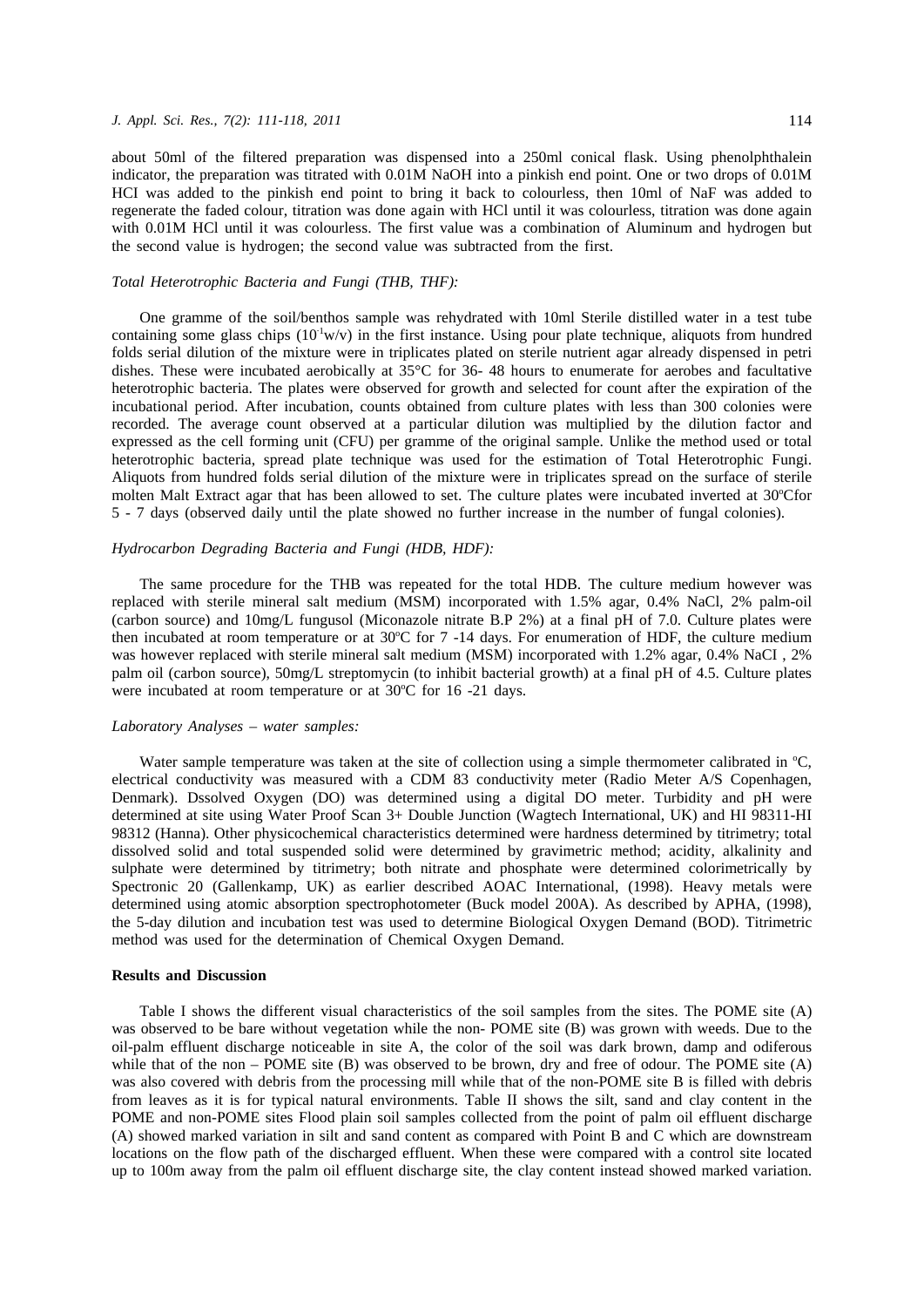about 50ml of the filtered preparation was dispensed into a 250ml conical flask. Using phenolphthalein indicator, the preparation was titrated with 0.01M NaOH into a pinkish end point. One or two drops of 0.01M HCI was added to the pinkish end point to bring it back to colourless, then 10ml of NaF was added to regenerate the faded colour, titration was done again with HCl until it was colourless, titration was done again with 0.01M HCl until it was colourless. The first value was a combination of Aluminum and hydrogen but the second value is hydrogen; the second value was subtracted from the first.

*Total Heterotrophic Bacteria and Fungi (THB, THF):*

One gramme of the soil/benthos sample was rehydrated with 10ml Sterile distilled water in a test tube containing some glass chips ($10^{-1}$w/v) in the first instance. Using pour plate technique, aliquots from hundred folds serial dilution of the mixture were in triplicates plated on sterile nutrient agar already dispensed in petri dishes. These were incubated aerobically at 35°C for 36- 48 hours to enumerate for aerobes and facultative heterotrophic bacteria. The plates were observed for growth and selected for count after the expiration of the incubational period. After incubation, counts obtained from culture plates with less than 300 colonies were recorded. The average count observed at a particular dilution was multiplied by the dilution factor and expressed as the cell forming unit (CFU) per gramme of the original sample. Unlike the method used or total heterotrophic bacteria, spread plate technique was used for the estimation of Total Heterotrophic Fungi. Aliquots from hundred folds serial dilution of the mixture were in triplicates spread on the surface of sterile molten Malt Extract agar that has been allowed to set. The culture plates were incubated inverted at 30ºCfor 5 - 7 days (observed daily until the plate showed no further increase in the number of fungal colonies).

*Hydrocarbon Degrading Bacteria and Fungi (HDB, HDF):*

The same procedure for the THB was repeated for the total HDB. The culture medium however was replaced with sterile mineral salt medium (MSM) incorporated with 1.5% agar, 0.4% NaCl, 2% palm-oil (carbon source) and 10mg/L fungusol (Miconazole nitrate B.P 2%) at a final pH of 7.0. Culture plates were then incubated at room temperature or at 30ºC for 7 -14 days. For enumeration of HDF, the culture medium was however replaced with sterile mineral salt medium (MSM) incorporated with 1.2% agar, 0.4% NaCI , 2% palm oil (carbon source), 50mg/L streptomycin (to inhibit bacterial growth) at a final pH of 4.5. Culture plates were incubated at room temperature or at 30ºC for 16 -21 days.

*Laboratory Analyses – water samples:*

Water sample temperature was taken at the site of collection using a simple thermometer calibrated in ºC, electrical conductivity was measured with a CDM 83 conductivity meter (Radio Meter A/S Copenhagen, Denmark). Dssolved Oxygen (DO) was determined using a digital DO meter. Turbidity and pH were determined at site using Water Proof Scan 3+ Double Junction (Wagtech International, UK) and HI 98311-HI 98312 (Hanna). Other physicochemical characteristics determined were hardness determined by titrimetry; total dissolved solid and total suspended solid were determined by gravimetric method; acidity, alkalinity and sulphate were determined by titrimetry; both nitrate and phosphate were determined colorimetrically by Spectronic 20 (Gallenkamp, UK) as earlier described AOAC International, (1998). Heavy metals were determined using atomic absorption spectrophotometer (Buck model 200A). As described by APHA, (1998), the 5-day dilution and incubation test was used to determine Biological Oxygen Demand (BOD). Titrimetric method was used for the determination of Chemical Oxygen Demand.

**Results and Discussion**

Table I shows the different visual characteristics of the soil samples from the sites. The POME site (A) was observed to be bare without vegetation while the non- POME site (B) was grown with weeds. Due to the oil-palm effluent discharge noticeable in site A, the color of the soil was dark brown, damp and odiferous while that of the non – POME site (B) was observed to be brown, dry and free of odour. The POME site (A) was also covered with debris from the processing mill while that of the non-POME site B is filled with debris from leaves as it is for typical natural environments. Table II shows the silt, sand and clay content in the POME and non-POME sites Flood plain soil samples collected from the point of palm oil effluent discharge (A) showed marked variation in silt and sand content as compared with Point B and C which are downstream locations on the flow path of the discharged effluent. When these were compared with a control site located up to 100m away from the palm oil effluent discharge site, the clay content instead showed marked variation.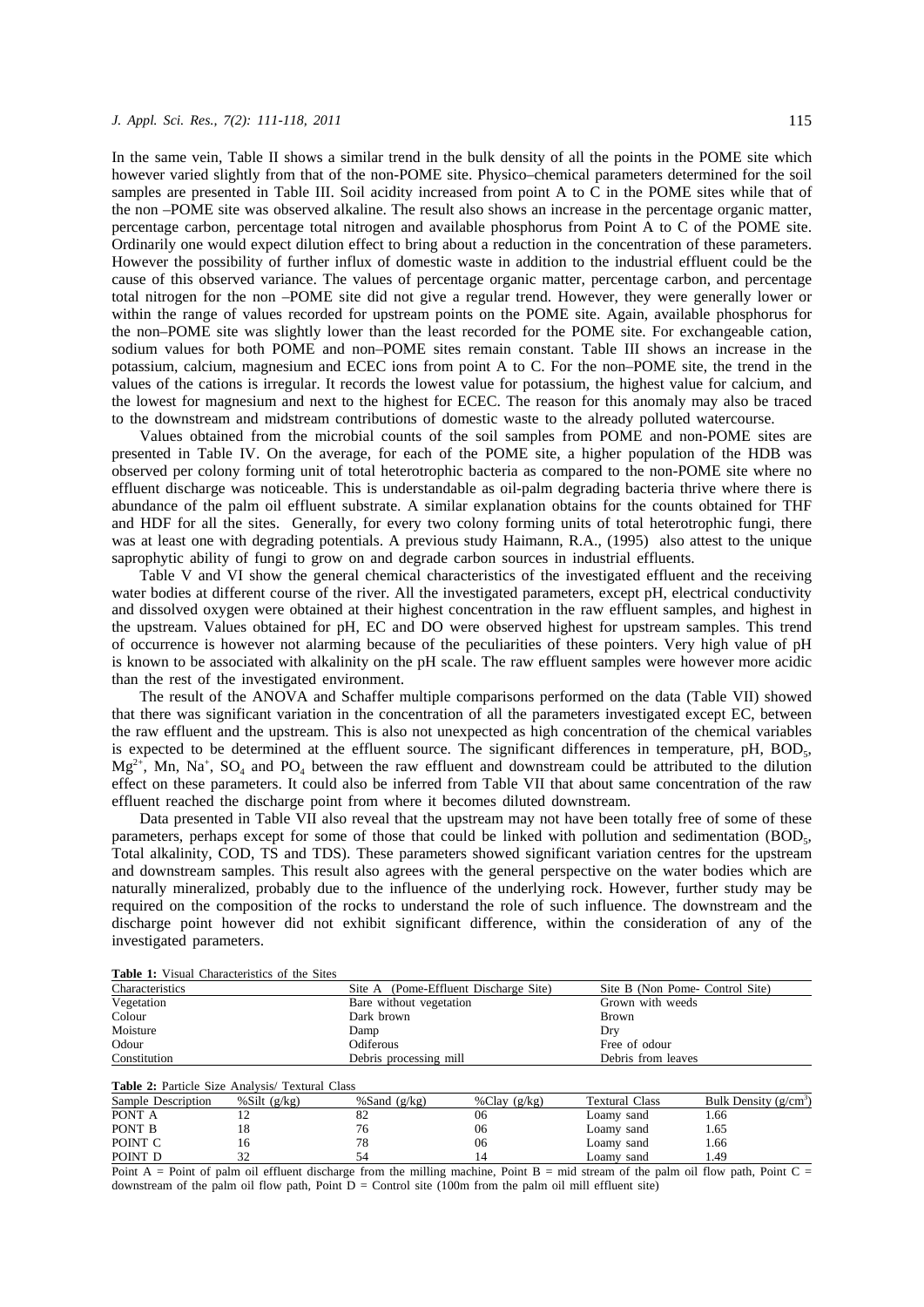In the same vein, Table II shows a similar trend in the bulk density of all the points in the POME site which however varied slightly from that of the non-POME site. Physico–chemical parameters determined for the soil samples are presented in Table III. Soil acidity increased from point A to C in the POME sites while that of the non –POME site was observed alkaline. The result also shows an increase in the percentage organic matter, percentage carbon, percentage total nitrogen and available phosphorus from Point A to C of the POME site. Ordinarily one would expect dilution effect to bring about a reduction in the concentration of these parameters. However the possibility of further influx of domestic waste in addition to the industrial effluent could be the cause of this observed variance. The values of percentage organic matter, percentage carbon, and percentage total nitrogen for the non –POME site did not give a regular trend. However, they were generally lower or within the range of values recorded for upstream points on the POME site. Again, available phosphorus for the non–POME site was slightly lower than the least recorded for the POME site. For exchangeable cation, sodium values for both POME and non–POME sites remain constant. Table III shows an increase in the potassium, calcium, magnesium and ECEC ions from point A to C. For the non–POME site, the trend in the values of the cations is irregular. It records the lowest value for potassium, the highest value for calcium, and the lowest for magnesium and next to the highest for ECEC. The reason for this anomaly may also be traced to the downstream and midstream contributions of domestic waste to the already polluted watercourse.

Values obtained from the microbial counts of the soil samples from POME and non-POME sites are presented in Table IV. On the average, for each of the POME site, a higher population of the HDB was observed per colony forming unit of total heterotrophic bacteria as compared to the non-POME site where no effluent discharge was noticeable. This is understandable as oil-palm degrading bacteria thrive where there is abundance of the palm oil effluent substrate. A similar explanation obtains for the counts obtained for THF and HDF for all the sites. Generally, for every two colony forming units of total heterotrophic fungi, there was at least one with degrading potentials. A previous study Haimann, R.A., (1995) also attest to the unique saprophytic ability of fungi to grow on and degrade carbon sources in industrial effluents.

Table V and VI show the general chemical characteristics of the investigated effluent and the receiving water bodies at different course of the river. All the investigated parameters, except pH, electrical conductivity and dissolved oxygen were obtained at their highest concentration in the raw effluent samples, and highest in the upstream. Values obtained for pH, EC and DO were observed highest for upstream samples. This trend of occurrence is however not alarming because of the peculiarities of these pointers. Very high value of pH is known to be associated with alkalinity on the pH scale. The raw effluent samples were however more acidic than the rest of the investigated environment.

The result of the ANOVA and Schaffer multiple comparisons performed on the data (Table VII) showed that there was significant variation in the concentration of all the parameters investigated except EC, between the raw effluent and the upstream. This is also not unexpected as high concentration of the chemical variables is expected to be determined at the effluent source. The significant differences in temperature, pH, $BOD_5$, $Mg^{2+}$, Mn, $Na^{+}$, $SO_4$ and $PO_4$ between the raw effluent and downstream could be attributed to the dilution effect on these parameters. It could also be inferred from Table VII that about same concentration of the raw effluent reached the discharge point from where it becomes diluted downstream.

Data presented in Table VII also reveal that the upstream may not have been totally free of some of these parameters, perhaps except for some of those that could be linked with pollution and sedimentation ($BOD_5$, Total alkalinity, COD, TS and TDS). These parameters showed significant variation centres for the upstream and downstream samples. This result also agrees with the general perspective on the water bodies which are naturally mineralized, probably due to the influence of the underlying rock. However, further study may be required on the composition of the rocks to understand the role of such influence. The downstream and the discharge point however did not exhibit significant difference, within the consideration of any of the investigated parameters.

**Table 1:** Visual Characteristics of the Sites

| Characteristics | Site A (Pome-Effluent Discharge Site) | Site B (Non Pome- Control Site) |
|---|---|---|
| Vegetation | Bare without vegetation | Grown with weeds |
| Colour | Dark brown | Brown |
| Moisture | Damp | Dry |
| Odour | Odiferous | Free of odour |
| Constitution | Debris processing mill | Debris from leaves |

**Table 2:** Particle Size Analysis/ Textural Class

| Sample Description | %Silt (g/kg) | %Sand (g/kg) | %Clay (g/kg) | Textural Class | Bulk Density ($g/cm^3$) |
|---|---|---|---|---|---|
| PONT A | 12 | 82 | 06 | Loamy sand | 1.66 |
| PONT B | 18 | 76 | 06 | Loamy sand | 1.65 |
| POINT C | 16 | 78 | 06 | Loamy sand | 1.66 |
| POINT D | 32 | 54 | 14 | Loamy sand | 1.49 |

Point A = Point of palm oil effluent discharge from the milling machine, Point B = mid stream of the palm oil flow path, Point C = downstream of the palm oil flow path, Point D = Control site (100m from the palm oil mill effluent site)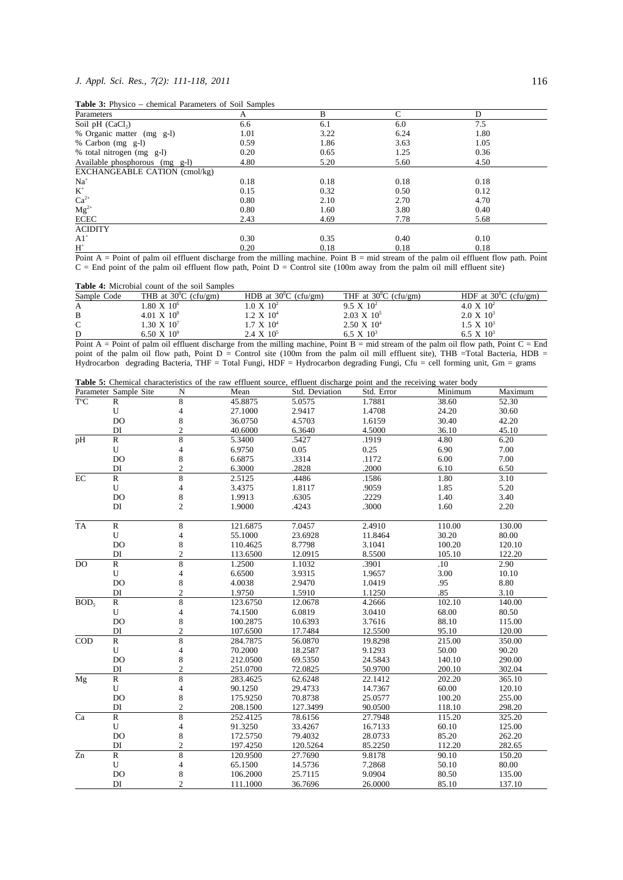**Table 3:** Physico – chemical Parameters of Soil Samples

| Parameters | A | B | C | D |
|---|---|---|---|---|
| Soil pH ($CaCl_2$) | 6.6 | 6.1 | 6.0 | 7.5 |
| % Organic matter (mg g-l) | 1.01 | 3.22 | 6.24 | 1.80 |
| % Carbon (mg g-l) | 0.59 | 1.86 | 3.63 | 1.05 |
| % total nitrogen (mg g-l) | 0.20 | 0.65 | 1.25 | 0.36 |
| Available phosphorous (mg g-l) | 4.80 | 5.20 | 5.60 | 4.50 |
| EXCHANGEABLE CATION (cmol/kg) | | | | |
| $Na^+$ | 0.18 | 0.18 | 0.18 | 0.18 |
| $K^+$ | 0.15 | 0.32 | 0.50 | 0.12 |
| $Ca^{2+}$ | 0.80 | 2.10 | 2.70 | 4.70 |
| $Mg^{2+}$ | 0.80 | 1.60 | 3.80 | 0.40 |
| ECEC | 2.43 | 4.69 | 7.78 | 5.68 |
| ACIDITY | | | | |
| $Al^+$ | 0.30 | 0.35 | 0.40 | 0.10 |
| $H^+$ | 0.20 | 0.18 | 0.18 | 0.18 |

Point A = Point of palm oil effluent discharge from the milling machine. Point B = mid stream of the palm oil effluent flow path. Point C = End point of the palm oil effluent flow path, Point D = Control site (100m away from the palm oil mill effluent site)

**Table 4:** Microbial count of the soil Samples

| Sample Code | THB at 30°C (cfu/gm) | HDB at 30°C (cfu/gm) | THF at 30°C (cfu/gm) | HDF at 30°C (cfu/gm) |
|---|---|---|---|---|
| A | $1.80 \times 10^6$ | $1.0 \times 10^2$ | $9.5 \times 10^2$ | $4.0 \times 10^2$ |
| B | $4.01 \times 10^8$ | $1.2 \times 10^4$ | $2.03 \times 10^5$ | $2.0 \times 10^3$ |
| C | $1.30 \times 10^7$ | $1.7 \times 10^4$ | $2.50 \times 10^4$ | $1.5 \times 10^3$ |
| D | $6.50 \times 10^9$ | $2.4 \times 10^5$ | $6.5 \times 10^3$ | $6.5 \times 10^3$ |

Point A = Point of palm oil effluent discharge from the milling machine, Point B = mid stream of the palm oil flow path, Point C = End point of the palm oil flow path, Point D = Control site (100m from the palm oil mill effluent site), THB =Total Bacteria, HDB = Hydrocarbon degrading Bacteria, THF = Total Fungi, HDF = Hydrocarbon degrading Fungi, Cfu = cell forming unit, Gm = grams

**Table 5:** Chemical characteristics of the raw effluent source, effluent discharge point and the receiving water body

| Parameter | Sample Site | N | Mean | Std. Deviation | Std. Error | Minimum | Maximum |
|---|---|---|---|---|---|---|---|
| T°C | R | 8 | 45.8875 | 5.0575 | 1.7881 | 38.60 | 52.30 |
| | U | 4 | 27.1000 | 2.9417 | 1.4708 | 24.20 | 30.60 |
| | DO | 8 | 36.0750 | 4.5703 | 1.6159 | 30.40 | 42.20 |
| | DI | 2 | 40.6000 | 6.3640 | 4.5000 | 36.10 | 45.10 |
| pH | R | 8 | 5.3400 | .5427 | .1919 | 4.80 | 6.20 |
| | U | 4 | 6.9750 | 0.05 | 0.25 | 6.90 | 7.00 |
| | DO | 8 | 6.6875 | .3314 | .1172 | 6.00 | 7.00 |
| | DI | 2 | 6.3000 | .2828 | .2000 | 6.10 | 6.50 |
| EC | R | 8 | 2.5125 | .4486 | .1586 | 1.80 | 3.10 |
| | U | 4 | 3.4375 | 1.8117 | .9059 | 1.85 | 5.20 |
| | DO | 8 | 1.9913 | .6305 | .2229 | 1.40 | 3.40 |
| | DI | 2 | 1.9000 | .4243 | .3000 | 1.60 | 2.20 |
| TA | R | 8 | 121.6875 | 7.0457 | 2.4910 | 110.00 | 130.00 |
| | U | 4 | 55.1000 | 23.6928 | 11.8464 | 30.20 | 80.00 |
| | DO | 8 | 110.4625 | 8.7798 | 3.1041 | 100.20 | 120.10 |
| | DI | 2 | 113.6500 | 12.0915 | 8.5500 | 105.10 | 122.20 |
| DO | R | 8 | 1.2500 | 1.1032 | .3901 | .10 | 2.90 |
| | U | 4 | 6.6500 | 3.9315 | 1.9657 | 3.00 | 10.10 |
| | DO | 8 | 4.0038 | 2.9470 | 1.0419 | .95 | 8.80 |
| | DI | 2 | 1.9750 | 1.5910 | 1.1250 | .85 | 3.10 |
| $BOD_5$ | R | 8 | 123.6750 | 12.0678 | 4.2666 | 102.10 | 140.00 |
| | U | 4 | 74.1500 | 6.0819 | 3.0410 | 68.00 | 80.50 |
| | DO | 8 | 100.2875 | 10.6393 | 3.7616 | 88.10 | 115.00 |
| | DI | 2 | 107.6500 | 17.7484 | 12.5500 | 95.10 | 120.00 |
| COD | R | 8 | 284.7875 | 56.0870 | 19.8298 | 215.00 | 350.00 |
| | U | 4 | 70.2000 | 18.2587 | 9.1293 | 50.00 | 90.20 |
| | DO | 8 | 212.0500 | 69.5350 | 24.5843 | 140.10 | 290.00 |
| | DI | 2 | 251.0700 | 72.0825 | 50.9700 | 200.10 | 302.04 |
| Mg | R | 8 | 283.4625 | 62.6248 | 22.1412 | 202.20 | 365.10 |
| | U | 4 | 90.1250 | 29.4733 | 14.7367 | 60.00 | 120.10 |
| | DO | 8 | 175.9250 | 70.8738 | 25.0577 | 100.20 | 255.00 |
| | DI | 2 | 208.1500 | 127.3499 | 90.0500 | 118.10 | 298.20 |
| Ca | R | 8 | 252.4125 | 78.6156 | 27.7948 | 115.20 | 325.20 |
| | U | 4 | 91.3250 | 33.4267 | 16.7133 | 60.10 | 125.00 |
| | DO | 8 | 172.5750 | 79.4032 | 28.0733 | 85.20 | 262.20 |
| | DI | 2 | 197.4250 | 120.5264 | 85.2250 | 112.20 | 282.65 |
| Zn | R | 8 | 120.9500 | 27.7690 | 9.8178 | 90.10 | 150.20 |
| | U | 4 | 65.1500 | 14.5736 | 7.2868 | 50.10 | 80.00 |
| | DO | 8 | 106.2000 | 25.7115 | 9.0904 | 80.50 | 135.00 |
| | DI | 2 | 111.1000 | 36.7696 | 26.0000 | 85.10 | 137.10 |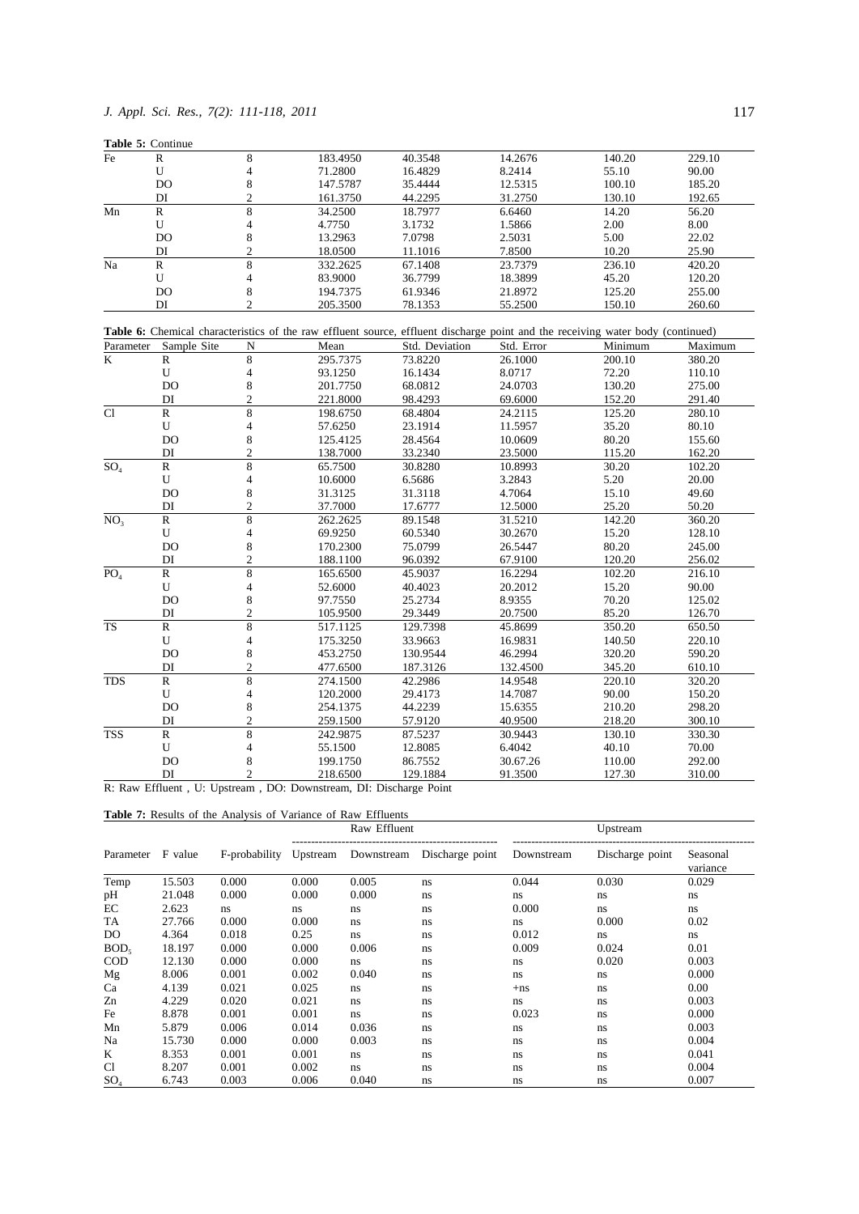**Table 5:** Continue

| | | | | | | | |
|---|---|---|---|---|---|---|---|
| Fe | R | 8 | 183.4950 | 40.3548 | 14.2676 | 140.20 | 229.10 |
| | U | 4 | 71.2800 | 16.4829 | 8.2414 | 55.10 | 90.00 |
| | DO | 8 | 147.5787 | 35.4444 | 12.5315 | 100.10 | 185.20 |
| | DI | 2 | 161.3750 | 44.2295 | 31.2750 | 130.10 | 192.65 |
| Mn | R | 8 | 34.2500 | 18.7977 | 6.6460 | 14.20 | 56.20 |
| | U | 4 | 4.7750 | 3.1732 | 1.5866 | 2.00 | 8.00 |
| | DO | 8 | 13.2963 | 7.0798 | 2.5031 | 5.00 | 22.02 |
| | DI | 2 | 18.0500 | 11.1016 | 7.8500 | 10.20 | 25.90 |
| Na | R | 8 | 332.2625 | 67.1408 | 23.7379 | 236.10 | 420.20 |
| | U | 4 | 83.9000 | 36.7799 | 18.3899 | 45.20 | 120.20 |
| | DO | 8 | 194.7375 | 61.9346 | 21.8972 | 125.20 | 255.00 |
| | DI | 2 | 205.3500 | 78.1353 | 55.2500 | 150.10 | 260.60 |

**Table 6:** Chemical characteristics of the raw effluent source, effluent discharge point and the receiving water body (continued)

| Parameter | Sample Site | N | Mean | Std. Deviation | Std. Error | Minimum | Maximum |
|---|---|---|---|---|---|---|---|
| K | R | 8 | 295.7375 | 73.8220 | 26.1000 | 200.10 | 380.20 |
| | U | 4 | 93.1250 | 16.1434 | 8.0717 | 72.20 | 110.10 |
| | DO | 8 | 201.7750 | 68.0812 | 24.0703 | 130.20 | 275.00 |
| | DI | 2 | 221.8000 | 98.4293 | 69.6000 | 152.20 | 291.40 |
| Cl | R | 8 | 198.6750 | 68.4804 | 24.2115 | 125.20 | 280.10 |
| | U | 4 | 57.6250 | 23.1914 | 11.5957 | 35.20 | 80.10 |
| | DO | 8 | 125.4125 | 28.4564 | 10.0609 | 80.20 | 155.60 |
| | DI | 2 | 138.7000 | 33.2340 | 23.5000 | 115.20 | 162.20 |
| $SO_4$ | R | 8 | 65.7500 | 30.8280 | 10.8993 | 30.20 | 102.20 |
| | U | 4 | 10.6000 | 6.5686 | 3.2843 | 5.20 | 20.00 |
| | DO | 8 | 31.3125 | 31.3118 | 4.7064 | 15.10 | 49.60 |
| | DI | 2 | 37.7000 | 17.6777 | 12.5000 | 25.20 | 50.20 |
| $NO_3$ | R | 8 | 262.2625 | 89.1548 | 31.5210 | 142.20 | 360.20 |
| | U | 4 | 69.9250 | 60.5340 | 30.2670 | 15.20 | 128.10 |
| | DO | 8 | 170.2300 | 75.0799 | 26.5447 | 80.20 | 245.00 |
| | DI | 2 | 188.1100 | 96.0392 | 67.9100 | 120.20 | 256.02 |
| $PO_4$ | R | 8 | 165.6500 | 45.9037 | 16.2294 | 102.20 | 216.10 |
| | U | 4 | 52.6000 | 40.4023 | 20.2012 | 15.20 | 90.00 |
| | DO | 8 | 97.7550 | 25.2734 | 8.9355 | 70.20 | 125.02 |
| | DI | 2 | 105.9500 | 29.3449 | 20.7500 | 85.20 | 126.70 |
| TS | R | 8 | 517.1125 | 129.7398 | 45.8699 | 350.20 | 650.50 |
| | U | 4 | 175.3250 | 33.9663 | 16.9831 | 140.50 | 220.10 |
| | DO | 8 | 453.2750 | 130.9544 | 46.2994 | 320.20 | 590.20 |
| | DI | 2 | 477.6500 | 187.3126 | 132.4500 | 345.20 | 610.10 |
| TDS | R | 8 | 274.1500 | 42.2986 | 14.9548 | 220.10 | 320.20 |
| | U | 4 | 120.2000 | 29.4173 | 14.7087 | 90.00 | 150.20 |
| | DO | 8 | 254.1375 | 44.2239 | 15.6355 | 210.20 | 298.20 |
| | DI | 2 | 259.1500 | 57.9120 | 40.9500 | 218.20 | 300.10 |
| TSS | R | 8 | 242.9875 | 87.5237 | 30.9443 | 130.10 | 330.30 |
| | U | 4 | 55.1500 | 12.8085 | 6.4042 | 40.10 | 70.00 |
| | DO | 8 | 199.1750 | 86.7552 | 30.67.26 | 110.00 | 292.00 |
| | DI | 2 | 218.6500 | 129.1884 | 91.3500 | 127.30 | 310.00 |

R: Raw Effluent , U: Upstream , DO: Downstream, DI: Discharge Point

**Table 7:** Results of the Analysis of Variance of Raw Effluents

| | | | Raw Effluent | | | Upstream | | |
|---|---|---|---|---|---|---|---|---|
| Parameter | F value | F-probability | Upstream | Downstream | Discharge point | Downstream | Discharge point | Seasonal variance |
| Temp | 15.503 | 0.000 | 0.000 | 0.005 | ns | 0.044 | 0.030 | 0.029 |
| pH | 21.048 | 0.000 | 0.000 | 0.000 | ns | ns | ns | ns |
| EC | 2.623 | ns | ns | ns | ns | 0.000 | ns | ns |
| TA | 27.766 | 0.000 | 0.000 | ns | ns | ns | 0.000 | 0.02 |
| DO | 4.364 | 0.018 | 0.25 | ns | ns | 0.012 | ns | ns |
| $BOD_5$ | 18.197 | 0.000 | 0.000 | 0.006 | ns | 0.009 | 0.024 | 0.01 |
| COD | 12.130 | 0.000 | 0.000 | ns | ns | ns | 0.020 | 0.003 |
| Mg | 8.006 | 0.001 | 0.002 | 0.040 | ns | ns | ns | 0.000 |
| Ca | 4.139 | 0.021 | 0.025 | ns | ns | +ns | ns | 0.00 |
| Zn | 4.229 | 0.020 | 0.021 | ns | ns | ns | ns | 0.003 |
| Fe | 8.878 | 0.001 | 0.001 | ns | ns | 0.023 | ns | 0.000 |
| Mn | 5.879 | 0.006 | 0.014 | 0.036 | ns | ns | ns | 0.003 |
| Na | 15.730 | 0.000 | 0.000 | 0.003 | ns | ns | ns | 0.004 |
| K | 8.353 | 0.001 | 0.001 | ns | ns | ns | ns | 0.041 |
| Cl | 8.207 | 0.001 | 0.002 | ns | ns | ns | ns | 0.004 |
| $SO_4$ | 6.743 | 0.003 | 0.006 | 0.040 | ns | ns | ns | 0.007 |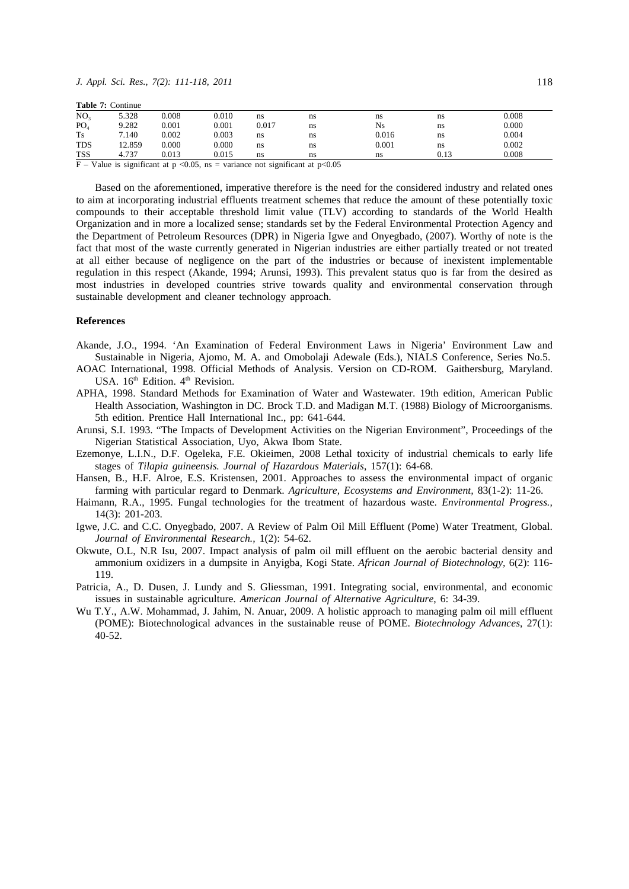**Table 7:** Continue

| | | | | | | | | |
|---|---|---|---|---|---|---|---|---|
| $NO_3$ | 5.328 | 0.008 | 0.010 | ns | ns | ns | ns | 0.008 |
| $PO_4$ | 9.282 | 0.001 | 0.001 | 0.017 | ns | Ns | ns | 0.000 |
| Ts | 7.140 | 0.002 | 0.003 | ns | ns | 0.016 | ns | 0.004 |
| TDS | 12.859 | 0.000 | 0.000 | ns | ns | 0.001 | ns | 0.002 |
| TSS | 4.737 | 0.013 | 0.015 | ns | ns | ns | 0.13 | 0.008 |

F – Value is significant at $p < 0.05$, ns = variance not significant at $p < 0.05$

Based on the aforementioned, imperative therefore is the need for the considered industry and related ones to aim at incorporating industrial effluents treatment schemes that reduce the amount of these potentially toxic compounds to their acceptable threshold limit value (TLV) according to standards of the World Health Organization and in more a localized sense; standards set by the Federal Environmental Protection Agency and the Department of Petroleum Resources (DPR) in Nigeria Igwe and Onyegbado, (2007). Worthy of note is the fact that most of the waste currently generated in Nigerian industries are either partially treated or not treated at all either because of negligence on the part of the industries or because of inexistent implementable regulation in this respect (Akande, 1994; Arunsi, 1993). This prevalent status quo is far from the desired as most industries in developed countries strive towards quality and environmental conservation through sustainable development and cleaner technology approach.

## References

Akande, J.O., 1994. 'An Examination of Federal Environment Laws in Nigeria' Environment Law and Sustainable in Nigeria, Ajomo, M. A. and Omobolaji Adewale (Eds.), NIALS Conference, Series No.5.

AOAC International, 1998. Official Methods of Analysis. Version on CD-ROM. Gaithersburg, Maryland. USA. 16th Edition. 4th Revision.

APHA, 1998. Standard Methods for Examination of Water and Wastewater. 19th edition, American Public Health Association, Washington in DC. Brock T.D. and Madigan M.T. (1988) Biology of Microorganisms. 5th edition. Prentice Hall International Inc., pp: 641-644.

Arunsi, S.I. 1993. "The Impacts of Development Activities on the Nigerian Environment", Proceedings of the Nigerian Statistical Association, Uyo, Akwa Ibom State.

Ezemonye, L.I.N., D.F. Ogeleka, F.E. Okieimen, 2008 Lethal toxicity of industrial chemicals to early life stages of *Tilapia guineensis. Journal of Hazardous Materials*, 157(1): 64-68.

Hansen, B., H.F. Alroe, E.S. Kristensen, 2001. Approaches to assess the environmental impact of organic farming with particular regard to Denmark. *Agriculture, Ecosystems and Environment,* 83(1-2): 11-26.

Haimann, R.A., 1995. Fungal technologies for the treatment of hazardous waste. *Environmental Progress.,* 14(3): 201-203.

Igwe, J.C. and C.C. Onyegbado, 2007. A Review of Palm Oil Mill Effluent (Pome) Water Treatment, Global. *Journal of Environmental Research.,* 1(2): 54-62.

Okwute, O.L, N.R Isu, 2007. Impact analysis of palm oil mill effluent on the aerobic bacterial density and ammonium oxidizers in a dumpsite in Anyigba, Kogi State. *African Journal of Biotechnology*, 6(2): 116-119.

Patricia, A., D. Dusen, J. Lundy and S. Gliessman, 1991. Integrating social, environmental, and economic issues in sustainable agriculture. *American Journal of Alternative Agriculture*, 6: 34-39.

Wu T.Y., A.W. Mohammad, J. Jahim, N. Anuar, 2009. A holistic approach to managing palm oil mill effluent (POME): Biotechnological advances in the sustainable reuse of POME. *Biotechnology Advances*, 27(1): 40-52.